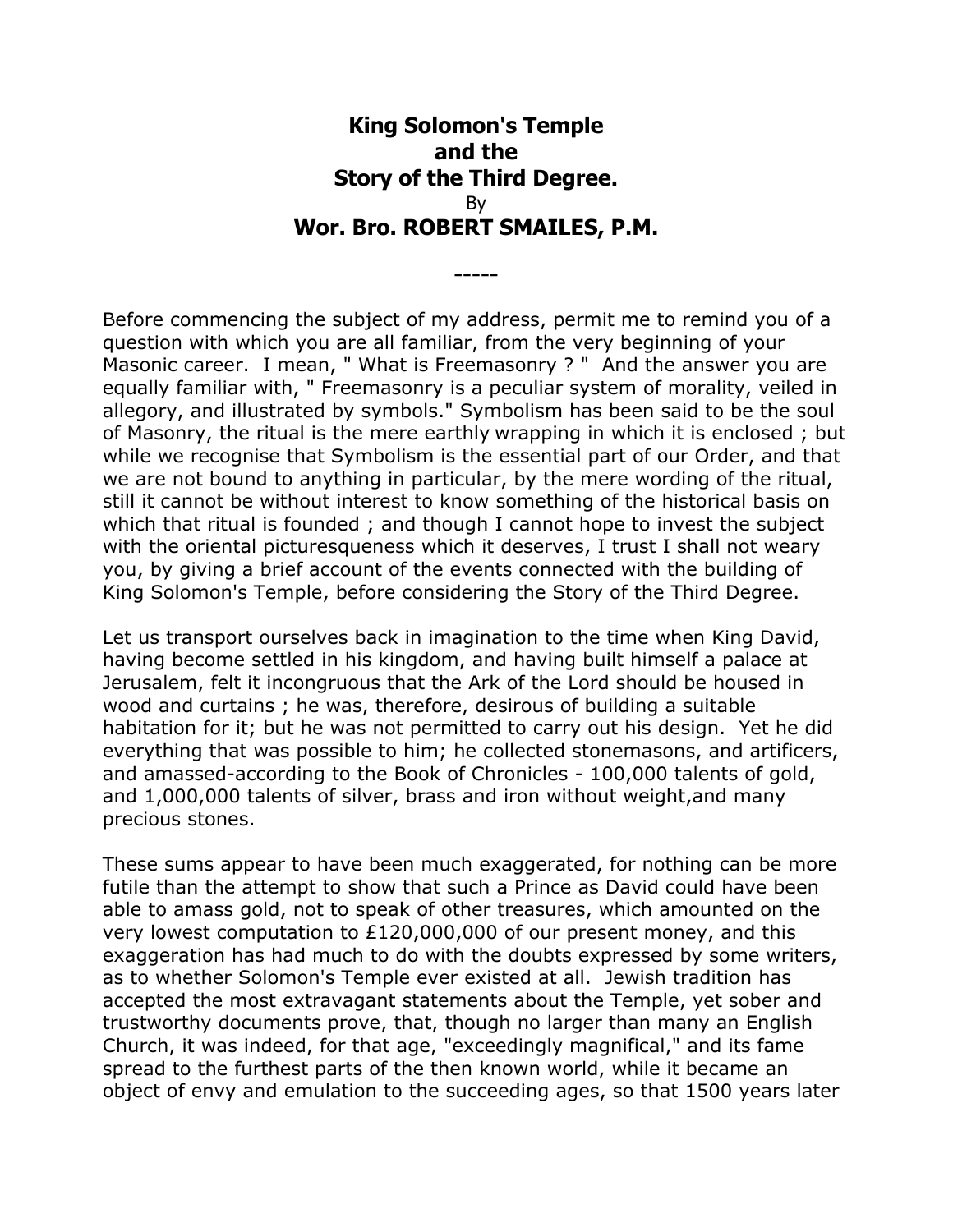# King Solomon's Temple and the Story of the Third Degree.

By

## Wor. Bro. ROBERT SMAILES, P.M.

-----

Before commencing the subject of my address, permit me to remind you of a question with which you are all familiar, from the very beginning of your Masonic career. I mean, " What is Freemasonry ? " And the answer you are equally familiar with, " Freemasonry is a peculiar system of morality, veiled in allegory, and illustrated by symbols." Symbolism has been said to be the soul of Masonry, the ritual is the mere earthly wrapping in which it is enclosed ; but while we recognise that Symbolism is the essential part of our Order, and that we are not bound to anything in particular, by the mere wording of the ritual, still it cannot be without interest to know something of the historical basis on which that ritual is founded ; and though I cannot hope to invest the subject with the oriental picturesqueness which it deserves, I trust I shall not weary you, by giving a brief account of the events connected with the building of King Solomon's Temple, before considering the Story of the Third Degree.

Let us transport ourselves back in imagination to the time when King David, having become settled in his kingdom, and having built himself a palace at Jerusalem, felt it incongruous that the Ark of the Lord should be housed in wood and curtains ; he was, therefore, desirous of building a suitable habitation for it; but he was not permitted to carry out his design. Yet he did everything that was possible to him; he collected stonemasons, and artificers, and amassed-according to the Book of Chronicles - 100,000 talents of gold, and 1,000,000 talents of silver, brass and iron without weight,and many precious stones.

These sums appear to have been much exaggerated, for nothing can be more futile than the attempt to show that such a Prince as David could have been able to amass gold, not to speak of other treasures, which amounted on the very lowest computation to £120,000,000 of our present money, and this exaggeration has had much to do with the doubts expressed by some writers, as to whether Solomon's Temple ever existed at all. Jewish tradition has accepted the most extravagant statements about the Temple, yet sober and trustworthy documents prove, that, though no larger than many an English Church, it was indeed, for that age, "exceedingly magnifical," and its fame spread to the furthest parts of the then known world, while it became an object of envy and emulation to the succeeding ages, so that 1500 years later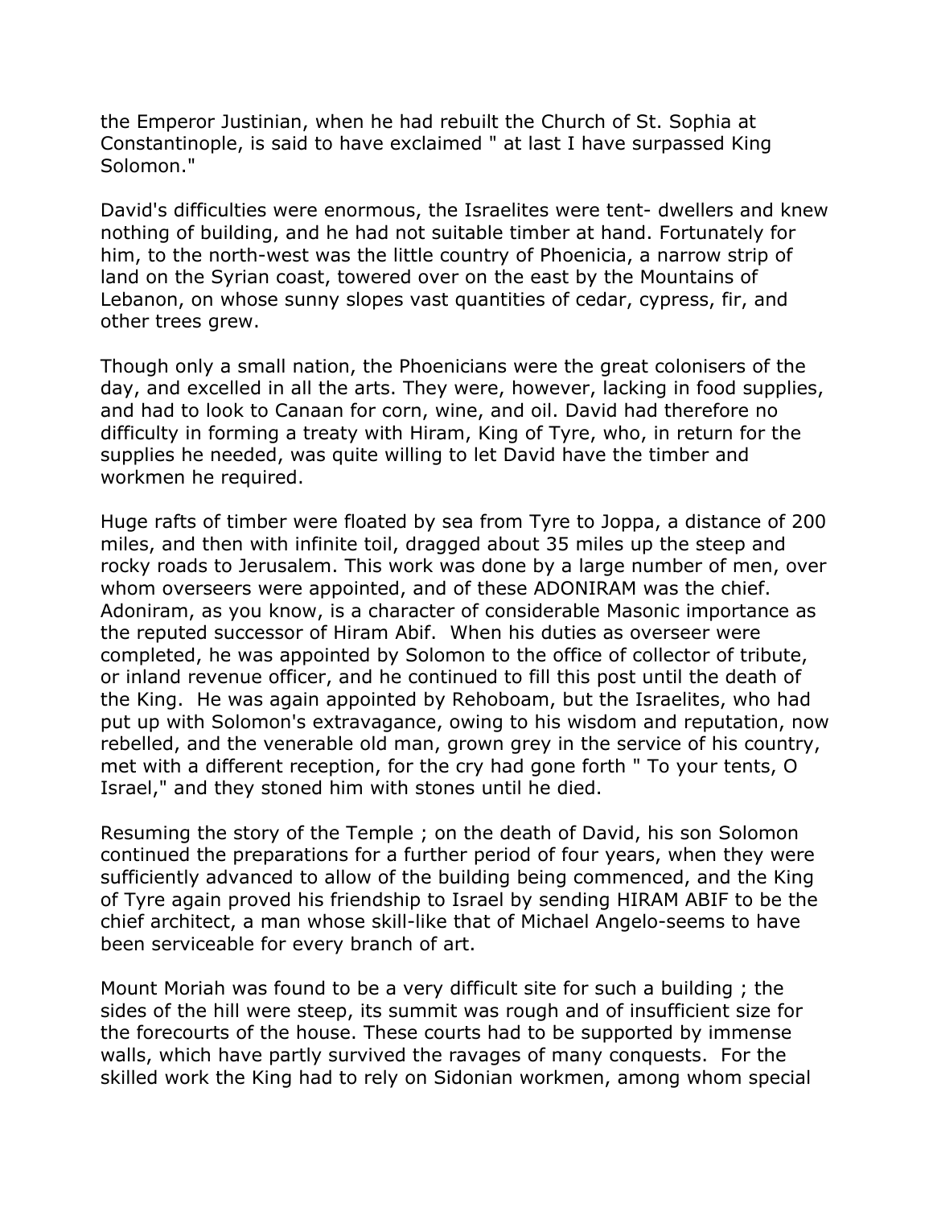the Emperor Justinian, when he had rebuilt the Church of St. Sophia at Constantinople, is said to have exclaimed " at last I have surpassed King Solomon."

David's difficulties were enormous, the Israelites were tent- dwellers and knew nothing of building, and he had not suitable timber at hand. Fortunately for him, to the north-west was the little country of Phoenicia, a narrow strip of land on the Syrian coast, towered over on the east by the Mountains of Lebanon, on whose sunny slopes vast quantities of cedar, cypress, fir, and other trees grew.

Though only a small nation, the Phoenicians were the great colonisers of the day, and excelled in all the arts. They were, however, lacking in food supplies, and had to look to Canaan for corn, wine, and oil. David had therefore no difficulty in forming a treaty with Hiram, King of Tyre, who, in return for the supplies he needed, was quite willing to let David have the timber and workmen he required.

Huge rafts of timber were floated by sea from Tyre to Joppa, a distance of 200 miles, and then with infinite toil, dragged about 35 miles up the steep and rocky roads to Jerusalem. This work was done by a large number of men, over whom overseers were appointed, and of these ADONIRAM was the chief. Adoniram, as you know, is a character of considerable Masonic importance as the reputed successor of Hiram Abif. When his duties as overseer were completed, he was appointed by Solomon to the office of collector of tribute, or inland revenue officer, and he continued to fill this post until the death of the King. He was again appointed by Rehoboam, but the Israelites, who had put up with Solomon's extravagance, owing to his wisdom and reputation, now rebelled, and the venerable old man, grown grey in the service of his country, met with a different reception, for the cry had gone forth " To your tents, O Israel," and they stoned him with stones until he died.

Resuming the story of the Temple ; on the death of David, his son Solomon continued the preparations for a further period of four years, when they were sufficiently advanced to allow of the building being commenced, and the King of Tyre again proved his friendship to Israel by sending HIRAM ABIF to be the chief architect, a man whose skill-like that of Michael Angelo-seems to have been serviceable for every branch of art.

Mount Moriah was found to be a very difficult site for such a building ; the sides of the hill were steep, its summit was rough and of insufficient size for the forecourts of the house. These courts had to be supported by immense walls, which have partly survived the ravages of many conquests. For the skilled work the King had to rely on Sidonian workmen, among whom special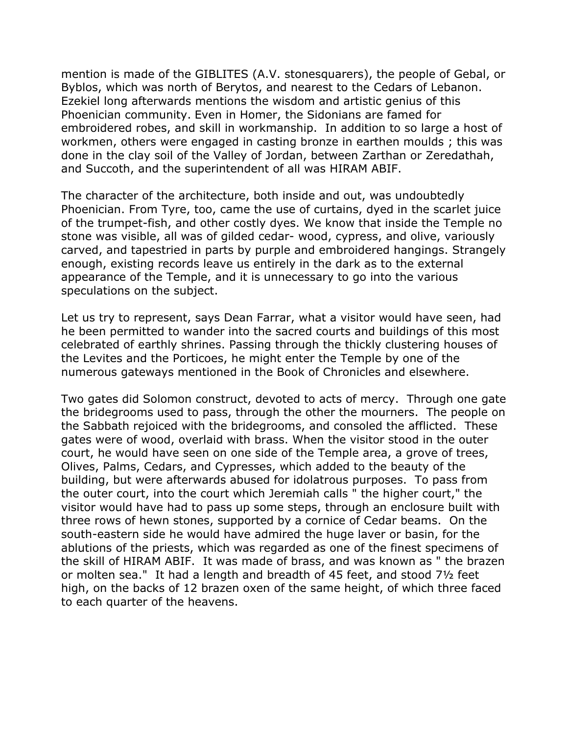mention is made of the GIBLITES (A.V. stonesquarers), the people of Gebal, or Byblos, which was north of Berytos, and nearest to the Cedars of Lebanon. Ezekiel long afterwards mentions the wisdom and artistic genius of this Phoenician community. Even in Homer, the Sidonians are famed for embroidered robes, and skill in workmanship. In addition to so large a host of workmen, others were engaged in casting bronze in earthen moulds ; this was done in the clay soil of the Valley of Jordan, between Zarthan or Zeredathah, and Succoth, and the superintendent of all was HIRAM ABIF.

The character of the architecture, both inside and out, was undoubtedly Phoenician. From Tyre, too, came the use of curtains, dyed in the scarlet juice of the trumpet-fish, and other costly dyes. We know that inside the Temple no stone was visible, all was of gilded cedar- wood, cypress, and olive, variously carved, and tapestried in parts by purple and embroidered hangings. Strangely enough, existing records leave us entirely in the dark as to the external appearance of the Temple, and it is unnecessary to go into the various speculations on the subject.

Let us try to represent, says Dean Farrar, what a visitor would have seen, had he been permitted to wander into the sacred courts and buildings of this most celebrated of earthly shrines. Passing through the thickly clustering houses of the Levites and the Porticoes, he might enter the Temple by one of the numerous gateways mentioned in the Book of Chronicles and elsewhere.

Two gates did Solomon construct, devoted to acts of mercy. Through one gate the bridegrooms used to pass, through the other the mourners. The people on the Sabbath rejoiced with the bridegrooms, and consoled the afflicted. These gates were of wood, overlaid with brass. When the visitor stood in the outer court, he would have seen on one side of the Temple area, a grove of trees, Olives, Palms, Cedars, and Cypresses, which added to the beauty of the building, but were afterwards abused for idolatrous purposes. To pass from the outer court, into the court which Jeremiah calls " the higher court," the visitor would have had to pass up some steps, through an enclosure built with three rows of hewn stones, supported by a cornice of Cedar beams. On the south-eastern side he would have admired the huge laver or basin, for the ablutions of the priests, which was regarded as one of the finest specimens of the skill of HIRAM ABIF. It was made of brass, and was known as " the brazen or molten sea." It had a length and breadth of 45 feet, and stood 7½ feet high, on the backs of 12 brazen oxen of the same height, of which three faced to each quarter of the heavens.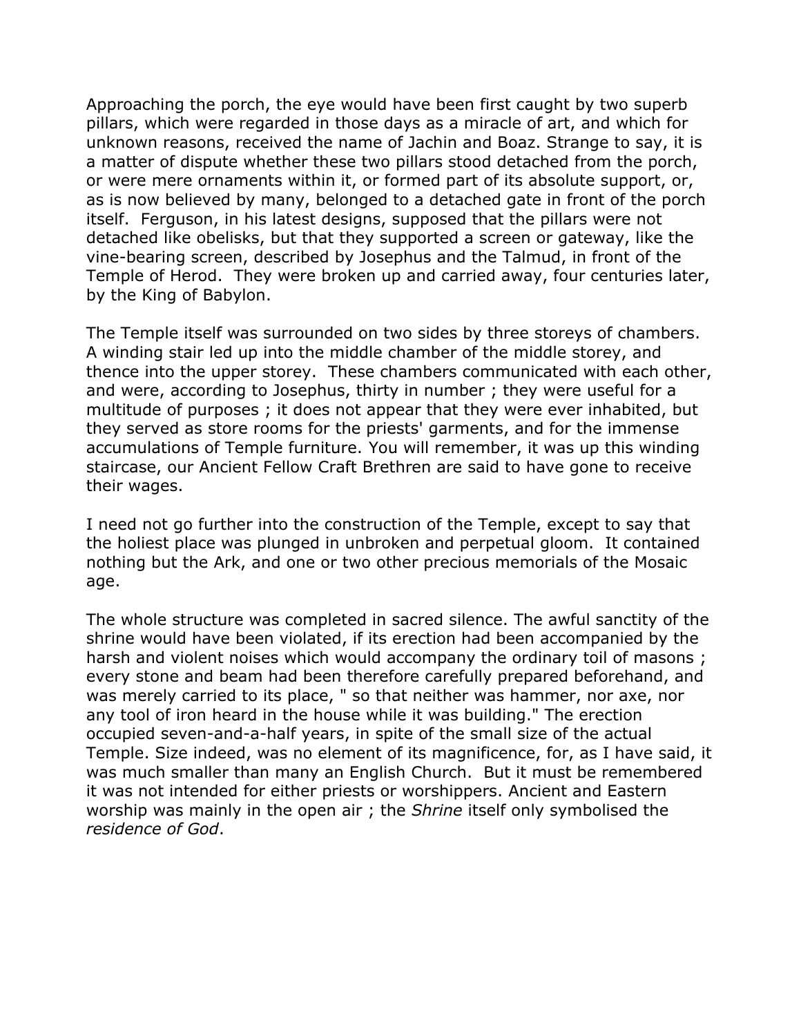Approaching the porch, the eye would have been first caught by two superb pillars, which were regarded in those days as a miracle of art, and which for unknown reasons, received the name of Jachin and Boaz. Strange to say, it is a matter of dispute whether these two pillars stood detached from the porch, or were mere ornaments within it, or formed part of its absolute support, or, as is now believed by many, belonged to a detached gate in front of the porch itself. Ferguson, in his latest designs, supposed that the pillars were not detached like obelisks, but that they supported a screen or gateway, like the vine-bearing screen, described by Josephus and the Talmud, in front of the Temple of Herod. They were broken up and carried away, four centuries later, by the King of Babylon.

The Temple itself was surrounded on two sides by three storeys of chambers. A winding stair led up into the middle chamber of the middle storey, and thence into the upper storey. These chambers communicated with each other, and were, according to Josephus, thirty in number ; they were useful for a multitude of purposes ; it does not appear that they were ever inhabited, but they served as store rooms for the priests' garments, and for the immense accumulations of Temple furniture. You will remember, it was up this winding staircase, our Ancient Fellow Craft Brethren are said to have gone to receive their wages.

I need not go further into the construction of the Temple, except to say that the holiest place was plunged in unbroken and perpetual gloom. It contained nothing but the Ark, and one or two other precious memorials of the Mosaic age.

The whole structure was completed in sacred silence. The awful sanctity of the shrine would have been violated, if its erection had been accompanied by the harsh and violent noises which would accompany the ordinary toil of masons ; every stone and beam had been therefore carefully prepared beforehand, and was merely carried to its place, " so that neither was hammer, nor axe, nor any tool of iron heard in the house while it was building." The erection occupied seven-and-a-half years, in spite of the small size of the actual Temple. Size indeed, was no element of its magnificence, for, as I have said, it was much smaller than many an English Church. But it must be remembered it was not intended for either priests or worshippers. Ancient and Eastern worship was mainly in the open air ; the *Shrine* itself only symbolised the *residence of God*.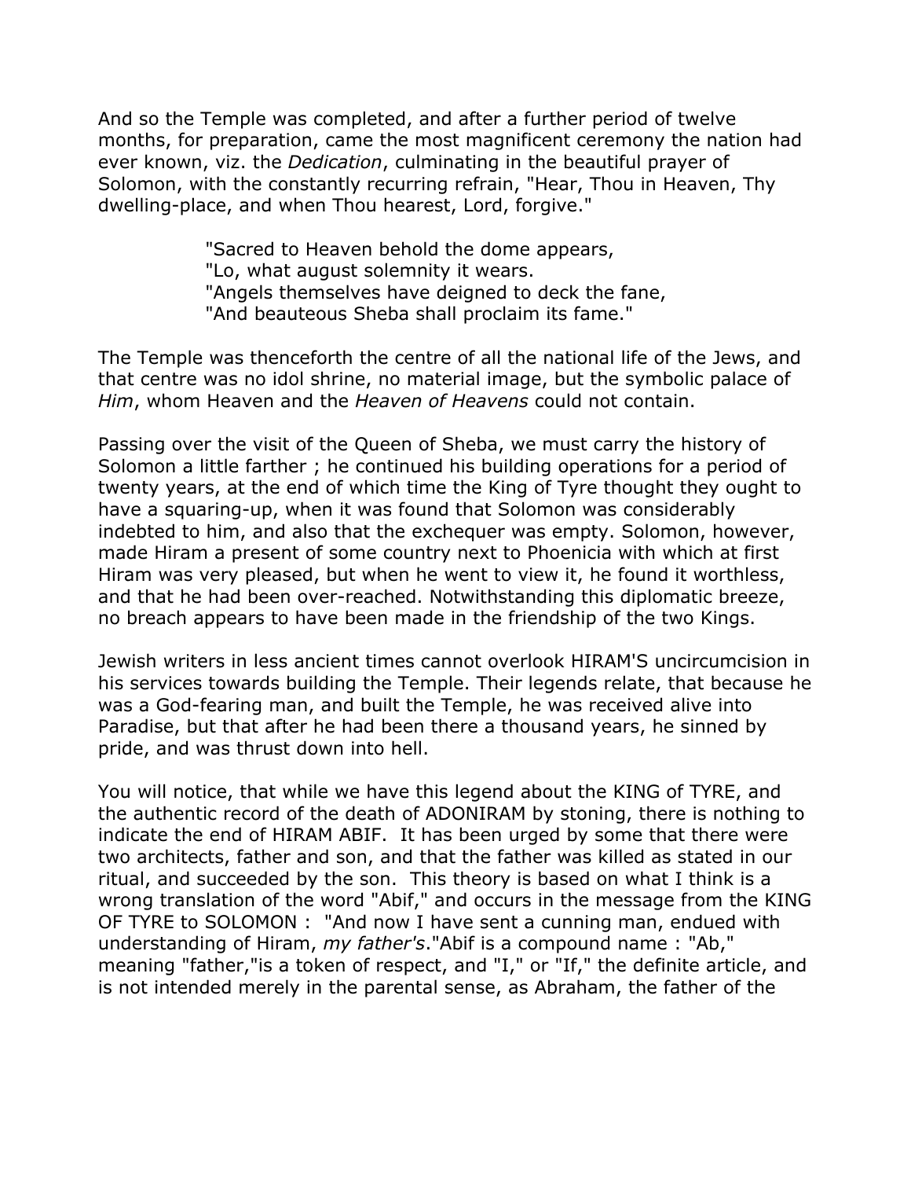And so the Temple was completed, and after a further period of twelve months, for preparation, came the most magnificent ceremony the nation had ever known, viz. the *Dedication*, culminating in the beautiful prayer of Solomon, with the constantly recurring refrain, "Hear, Thou in Heaven, Thy dwelling-place, and when Thou hearest, Lord, forgive."

> "Sacred to Heaven behold the dome appears,
> "Lo, what august solemnity it wears.
> "Angels themselves have deigned to deck the fane,
> "And beauteous Sheba shall proclaim its fame."

The Temple was thenceforth the centre of all the national life of the Jews, and that centre was no idol shrine, no material image, but the symbolic palace of *Him*, whom Heaven and the *Heaven of Heavens* could not contain.

Passing over the visit of the Queen of Sheba, we must carry the history of Solomon a little farther ; he continued his building operations for a period of twenty years, at the end of which time the King of Tyre thought they ought to have a squaring-up, when it was found that Solomon was considerably indebted to him, and also that the exchequer was empty. Solomon, however, made Hiram a present of some country next to Phoenicia with which at first Hiram was very pleased, but when he went to view it, he found it worthless, and that he had been over-reached. Notwithstanding this diplomatic breeze, no breach appears to have been made in the friendship of the two Kings.

Jewish writers in less ancient times cannot overlook HIRAM'S uncircumcision in his services towards building the Temple. Their legends relate, that because he was a God-fearing man, and built the Temple, he was received alive into Paradise, but that after he had been there a thousand years, he sinned by pride, and was thrust down into hell.

You will notice, that while we have this legend about the KING of TYRE, and the authentic record of the death of ADONIRAM by stoning, there is nothing to indicate the end of HIRAM ABIF. It has been urged by some that there were two architects, father and son, and that the father was killed as stated in our ritual, and succeeded by the son. This theory is based on what I think is a wrong translation of the word "Abif," and occurs in the message from the KING OF TYRE to SOLOMON : "And now I have sent a cunning man, endued with understanding of Hiram, *my father's*."Abif is a compound name : "Ab," meaning "father,"is a token of respect, and "I," or "If," the definite article, and is not intended merely in the parental sense, as Abraham, the father of the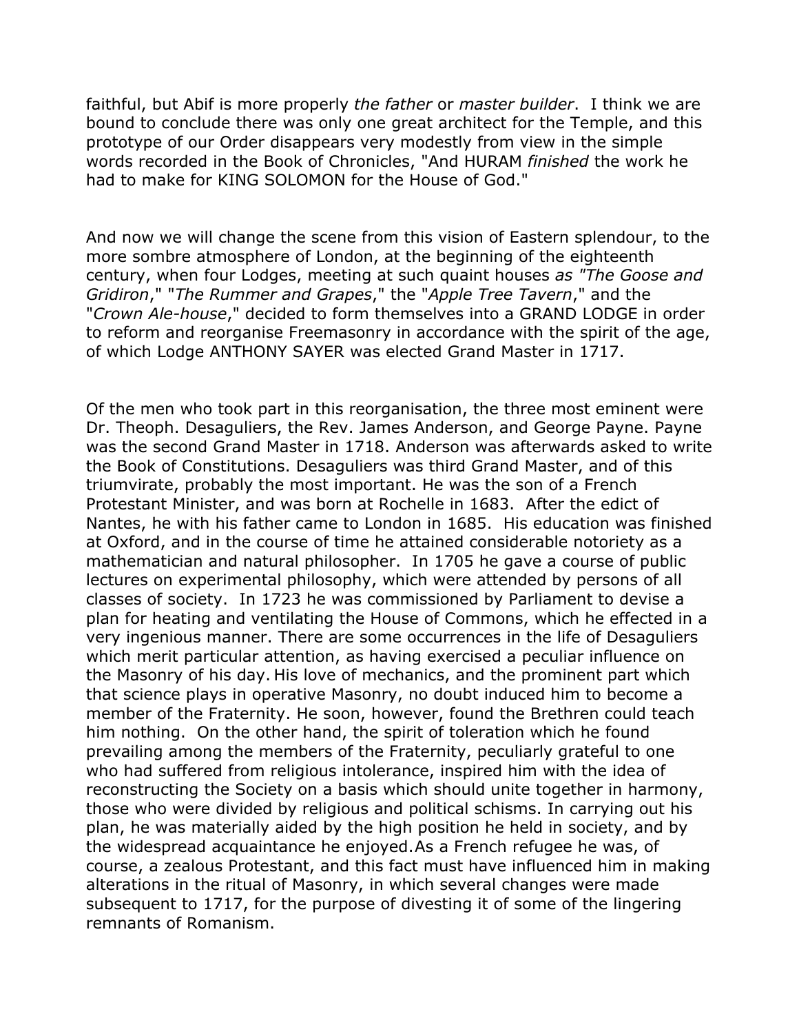faithful, but Abif is more properly *the father* or *master builder*. I think we are bound to conclude there was only one great architect for the Temple, and this prototype of our Order disappears very modestly from view in the simple words recorded in the Book of Chronicles, "And HURAM *finished* the work he had to make for KING SOLOMON for the House of God."

And now we will change the scene from this vision of Eastern splendour, to the more sombre atmosphere of London, at the beginning of the eighteenth century, when four Lodges, meeting at such quaint houses *as "The Goose and Gridiron*," "*The Rummer and Grapes*," the "*Apple Tree Tavern*," and the "*Crown Ale-house*," decided to form themselves into a GRAND LODGE in order to reform and reorganise Freemasonry in accordance with the spirit of the age, of which Lodge ANTHONY SAYER was elected Grand Master in 1717.

Of the men who took part in this reorganisation, the three most eminent were Dr. Theoph. Desaguliers, the Rev. James Anderson, and George Payne. Payne was the second Grand Master in 1718. Anderson was afterwards asked to write the Book of Constitutions. Desaguliers was third Grand Master, and of this triumvirate, probably the most important. He was the son of a French Protestant Minister, and was born at Rochelle in 1683. After the edict of Nantes, he with his father came to London in 1685. His education was finished at Oxford, and in the course of time he attained considerable notoriety as a mathematician and natural philosopher. In 1705 he gave a course of public lectures on experimental philosophy, which were attended by persons of all classes of society. In 1723 he was commissioned by Parliament to devise a plan for heating and ventilating the House of Commons, which he effected in a very ingenious manner. There are some occurrences in the life of Desaguliers which merit particular attention, as having exercised a peculiar influence on the Masonry of his day. His love of mechanics, and the prominent part which that science plays in operative Masonry, no doubt induced him to become a member of the Fraternity. He soon, however, found the Brethren could teach him nothing. On the other hand, the spirit of toleration which he found prevailing among the members of the Fraternity, peculiarly grateful to one who had suffered from religious intolerance, inspired him with the idea of reconstructing the Society on a basis which should unite together in harmony, those who were divided by religious and political schisms. In carrying out his plan, he was materially aided by the high position he held in society, and by the widespread acquaintance he enjoyed. As a French refugee he was, of course, a zealous Protestant, and this fact must have influenced him in making alterations in the ritual of Masonry, in which several changes were made subsequent to 1717, for the purpose of divesting it of some of the lingering remnants of Romanism.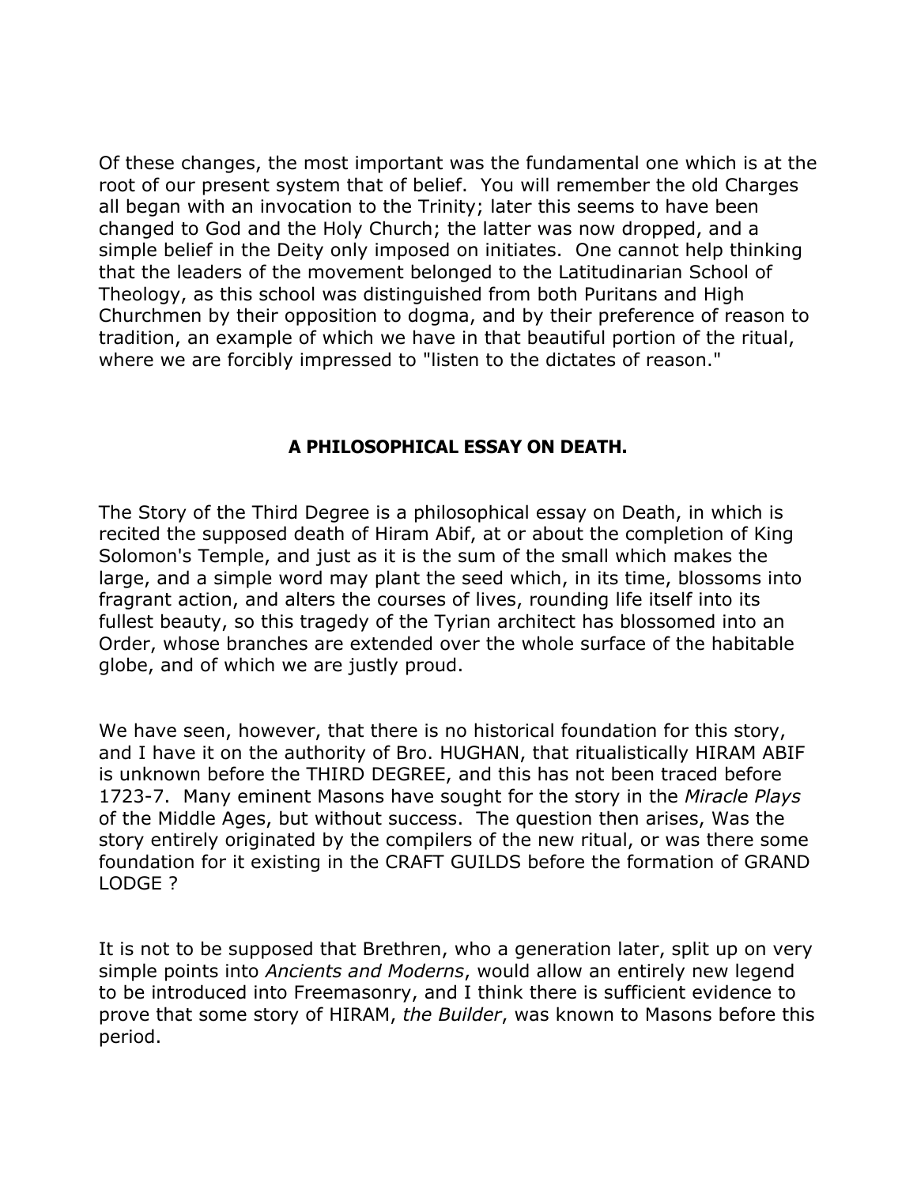Of these changes, the most important was the fundamental one which is at the root of our present system that of belief. You will remember the old Charges all began with an invocation to the Trinity; later this seems to have been changed to God and the Holy Church; the latter was now dropped, and a simple belief in the Deity only imposed on initiates. One cannot help thinking that the leaders of the movement belonged to the Latitudinarian School of Theology, as this school was distinguished from both Puritans and High Churchmen by their opposition to dogma, and by their preference of reason to tradition, an example of which we have in that beautiful portion of the ritual, where we are forcibly impressed to "listen to the dictates of reason."

## A PHILOSOPHICAL ESSAY ON DEATH.

The Story of the Third Degree is a philosophical essay on Death, in which is recited the supposed death of Hiram Abif, at or about the completion of King Solomon's Temple, and just as it is the sum of the small which makes the large, and a simple word may plant the seed which, in its time, blossoms into fragrant action, and alters the courses of lives, rounding life itself into its fullest beauty, so this tragedy of the Tyrian architect has blossomed into an Order, whose branches are extended over the whole surface of the habitable globe, and of which we are justly proud.

We have seen, however, that there is no historical foundation for this story, and I have it on the authority of Bro. HUGHAN, that ritualistically HIRAM ABIF is unknown before the THIRD DEGREE, and this has not been traced before 1723-7. Many eminent Masons have sought for the story in the *Miracle Plays* of the Middle Ages, but without success. The question then arises, Was the story entirely originated by the compilers of the new ritual, or was there some foundation for it existing in the CRAFT GUILDS before the formation of GRAND LODGE ?

It is not to be supposed that Brethren, who a generation later, split up on very simple points into *Ancients and Moderns*, would allow an entirely new legend to be introduced into Freemasonry, and I think there is sufficient evidence to prove that some story of HIRAM, *the Builder*, was known to Masons before this period.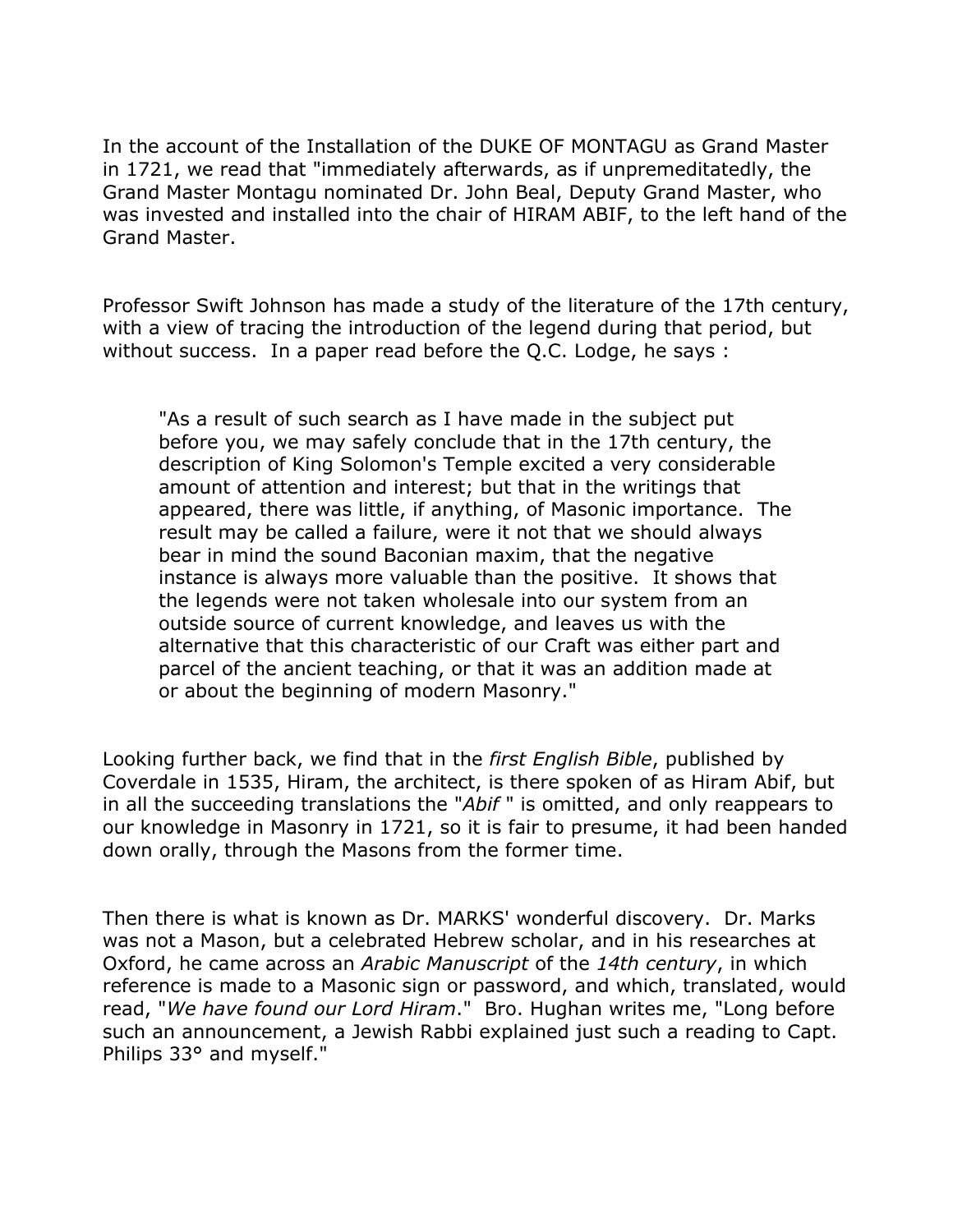In the account of the Installation of the DUKE OF MONTAGU as Grand Master in 1721, we read that "immediately afterwards, as if unpremeditatedly, the Grand Master Montagu nominated Dr. John Beal, Deputy Grand Master, who was invested and installed into the chair of HIRAM ABIF, to the left hand of the Grand Master.

Professor Swift Johnson has made a study of the literature of the 17th century, with a view of tracing the introduction of the legend during that period, but without success. In a paper read before the Q.C. Lodge, he says :

> "As a result of such search as I have made in the subject put before you, we may safely conclude that in the 17th century, the description of King Solomon's Temple excited a very considerable amount of attention and interest; but that in the writings that appeared, there was little, if anything, of Masonic importance. The result may be called a failure, were it not that we should always bear in mind the sound Baconian maxim, that the negative instance is always more valuable than the positive. It shows that the legends were not taken wholesale into our system from an outside source of current knowledge, and leaves us with the alternative that this characteristic of our Craft was either part and parcel of the ancient teaching, or that it was an addition made at or about the beginning of modern Masonry."

Looking further back, we find that in the *first English Bible*, published by Coverdale in 1535, Hiram, the architect, is there spoken of as Hiram Abif, but in all the succeeding translations the "*Abif* " is omitted, and only reappears to our knowledge in Masonry in 1721, so it is fair to presume, it had been handed down orally, through the Masons from the former time.

Then there is what is known as Dr. MARKS' wonderful discovery. Dr. Marks was not a Mason, but a celebrated Hebrew scholar, and in his researches at Oxford, he came across an *Arabic Manuscript* of the *14th century*, in which reference is made to a Masonic sign or password, and which, translated, would read, "*We have found our Lord Hiram*." Bro. Hughan writes me, "Long before such an announcement, a Jewish Rabbi explained just such a reading to Capt. Philips 33° and myself."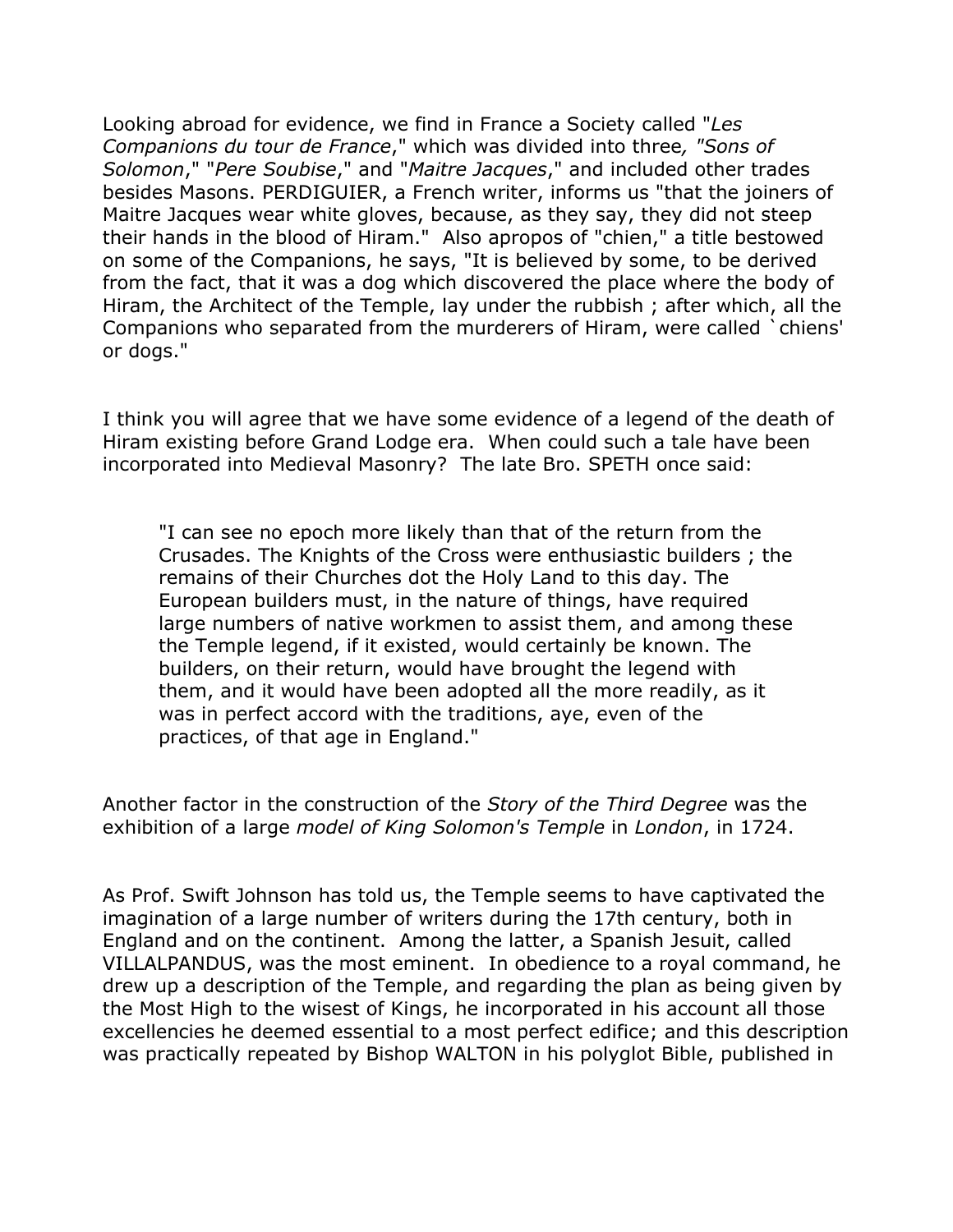Looking abroad for evidence, we find in France a Society called "*Les Companions du tour de France*," which was divided into three*, "Sons of Solomon*," "*Pere Soubise*," and "*Maitre Jacques*," and included other trades besides Masons. PERDIGUIER, a French writer, informs us "that the joiners of Maitre Jacques wear white gloves, because, as they say, they did not steep their hands in the blood of Hiram." Also apropos of "chien," a title bestowed on some of the Companions, he says, "It is believed by some, to be derived from the fact, that it was a dog which discovered the place where the body of Hiram, the Architect of the Temple, lay under the rubbish ; after which, all the Companions who separated from the murderers of Hiram, were called `chiens' or dogs."

I think you will agree that we have some evidence of a legend of the death of Hiram existing before Grand Lodge era. When could such a tale have been incorporated into Medieval Masonry? The late Bro. SPETH once said:

> "I can see no epoch more likely than that of the return from the Crusades. The Knights of the Cross were enthusiastic builders ; the remains of their Churches dot the Holy Land to this day. The European builders must, in the nature of things, have required large numbers of native workmen to assist them, and among these the Temple legend, if it existed, would certainly be known. The builders, on their return, would have brought the legend with them, and it would have been adopted all the more readily, as it was in perfect accord with the traditions, aye, even of the practices, of that age in England."

Another factor in the construction of the *Story of the Third Degree* was the exhibition of a large *model of King Solomon's Temple* in *London*, in 1724.

As Prof. Swift Johnson has told us, the Temple seems to have captivated the imagination of a large number of writers during the 17th century, both in England and on the continent. Among the latter, a Spanish Jesuit, called VILLALPANDUS, was the most eminent. In obedience to a royal command, he drew up a description of the Temple, and regarding the plan as being given by the Most High to the wisest of Kings, he incorporated in his account all those excellencies he deemed essential to a most perfect edifice; and this description was practically repeated by Bishop WALTON in his polyglot Bible, published in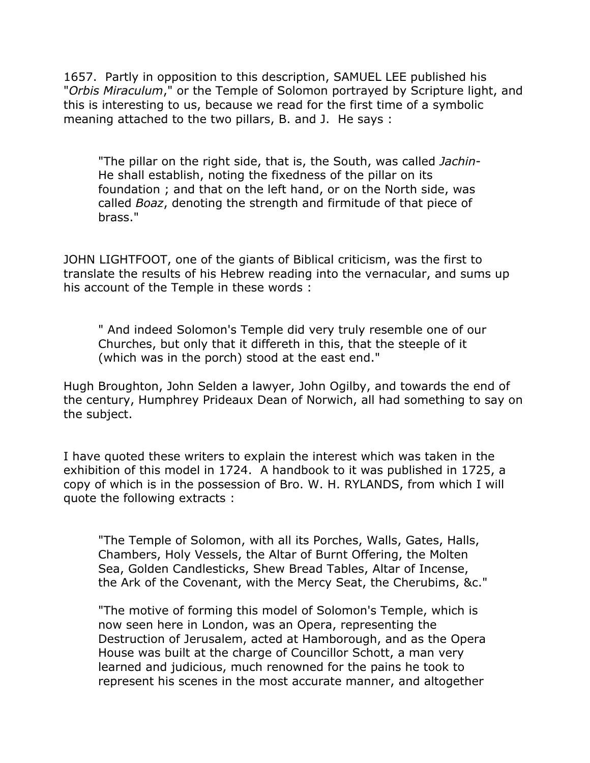1657. Partly in opposition to this description, SAMUEL LEE published his "*Orbis Miraculum*," or the Temple of Solomon portrayed by Scripture light, and this is interesting to us, because we read for the first time of a symbolic meaning attached to the two pillars, B. and J. He says :

> "The pillar on the right side, that is, the South, was called *Jachin*- He shall establish, noting the fixedness of the pillar on its foundation ; and that on the left hand, or on the North side, was called *Boaz*, denoting the strength and firmitude of that piece of brass."

JOHN LIGHTFOOT, one of the giants of Biblical criticism, was the first to translate the results of his Hebrew reading into the vernacular, and sums up his account of the Temple in these words :

> " And indeed Solomon's Temple did very truly resemble one of our Churches, but only that it differeth in this, that the steeple of it (which was in the porch) stood at the east end."

Hugh Broughton, John Selden a lawyer, John Ogilby, and towards the end of the century, Humphrey Prideaux Dean of Norwich, all had something to say on the subject.

I have quoted these writers to explain the interest which was taken in the exhibition of this model in 1724. A handbook to it was published in 1725, a copy of which is in the possession of Bro. W. H. RYLANDS, from which I will quote the following extracts :

> "The Temple of Solomon, with all its Porches, Walls, Gates, Halls, Chambers, Holy Vessels, the Altar of Burnt Offering, the Molten Sea, Golden Candlesticks, Shew Bread Tables, Altar of Incense, the Ark of the Covenant, with the Mercy Seat, the Cherubims, &c."
>
> "The motive of forming this model of Solomon's Temple, which is now seen here in London, was an Opera, representing the Destruction of Jerusalem, acted at Hamborough, and as the Opera House was built at the charge of Councillor Schott, a man very learned and judicious, much renowned for the pains he took to represent his scenes in the most accurate manner, and altogether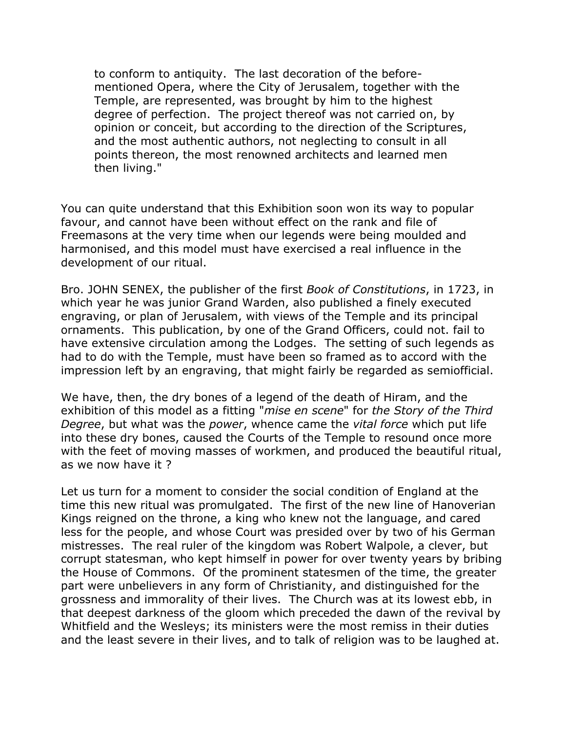> to conform to antiquity. The last decoration of the before-mentioned Opera, where the City of Jerusalem, together with the Temple, are represented, was brought by him to the highest degree of perfection. The project thereof was not carried on, by opinion or conceit, but according to the direction of the Scriptures, and the most authentic authors, not neglecting to consult in all points thereon, the most renowned architects and learned men then living."

You can quite understand that this Exhibition soon won its way to popular favour, and cannot have been without effect on the rank and file of Freemasons at the very time when our legends were being moulded and harmonised, and this model must have exercised a real influence in the development of our ritual.

Bro. JOHN SENEX, the publisher of the first *Book of Constitutions*, in 1723, in which year he was junior Grand Warden, also published a finely executed engraving, or plan of Jerusalem, with views of the Temple and its principal ornaments. This publication, by one of the Grand Officers, could not. fail to have extensive circulation among the Lodges. The setting of such legends as had to do with the Temple, must have been so framed as to accord with the impression left by an engraving, that might fairly be regarded as semiofficial.

We have, then, the dry bones of a legend of the death of Hiram, and the exhibition of this model as a fitting "*mise en scene*" for *the Story of the Third Degree*, but what was the *power*, whence came the *vital force* which put life into these dry bones, caused the Courts of the Temple to resound once more with the feet of moving masses of workmen, and produced the beautiful ritual, as we now have it ?

Let us turn for a moment to consider the social condition of England at the time this new ritual was promulgated. The first of the new line of Hanoverian Kings reigned on the throne, a king who knew not the language, and cared less for the people, and whose Court was presided over by two of his German mistresses. The real ruler of the kingdom was Robert Walpole, a clever, but corrupt statesman, who kept himself in power for over twenty years by bribing the House of Commons. Of the prominent statesmen of the time, the greater part were unbelievers in any form of Christianity, and distinguished for the grossness and immorality of their lives. The Church was at its lowest ebb, in that deepest darkness of the gloom which preceded the dawn of the revival by Whitfield and the Wesleys; its ministers were the most remiss in their duties and the least severe in their lives, and to talk of religion was to be laughed at.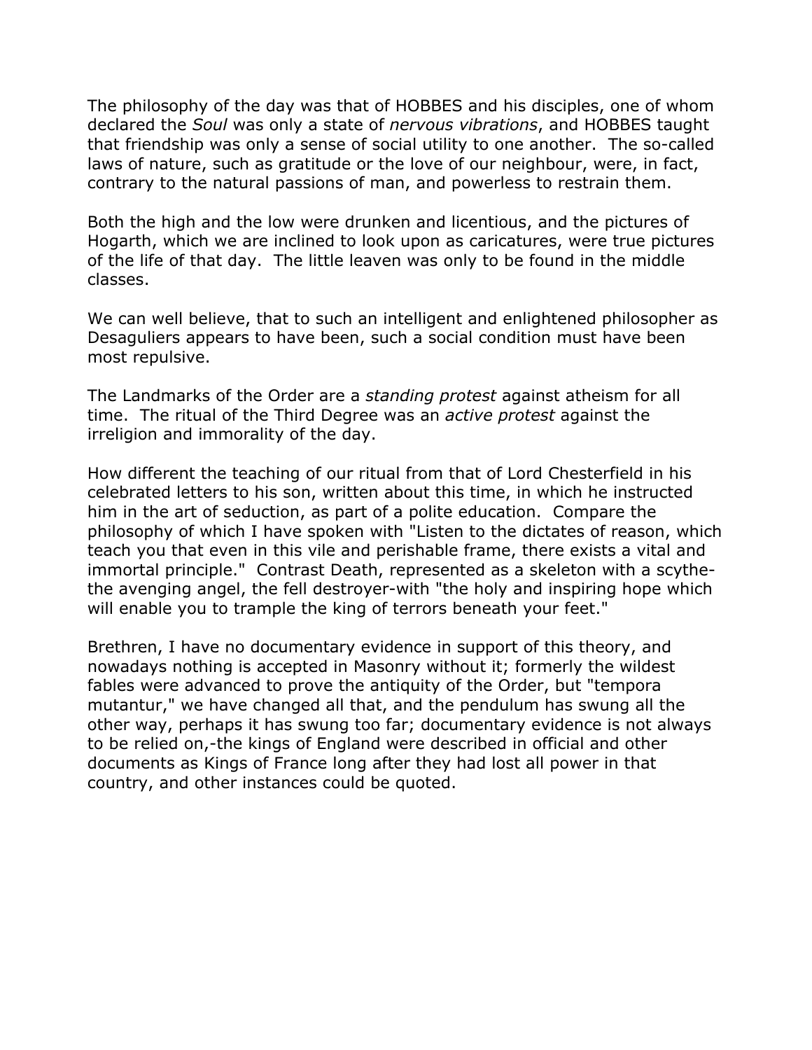The philosophy of the day was that of HOBBES and his disciples, one of whom declared the *Soul* was only a state of *nervous vibrations*, and HOBBES taught that friendship was only a sense of social utility to one another. The so-called laws of nature, such as gratitude or the love of our neighbour, were, in fact, contrary to the natural passions of man, and powerless to restrain them.

Both the high and the low were drunken and licentious, and the pictures of Hogarth, which we are inclined to look upon as caricatures, were true pictures of the life of that day. The little leaven was only to be found in the middle classes.

We can well believe, that to such an intelligent and enlightened philosopher as Desaguliers appears to have been, such a social condition must have been most repulsive.

The Landmarks of the Order are a *standing protest* against atheism for all time. The ritual of the Third Degree was an *active protest* against the irreligion and immorality of the day.

How different the teaching of our ritual from that of Lord Chesterfield in his celebrated letters to his son, written about this time, in which he instructed him in the art of seduction, as part of a polite education. Compare the philosophy of which I have spoken with "Listen to the dictates of reason, which teach you that even in this vile and perishable frame, there exists a vital and immortal principle." Contrast Death, represented as a skeleton with a scythe-the avenging angel, the fell destroyer-with "the holy and inspiring hope which will enable you to trample the king of terrors beneath your feet."

Brethren, I have no documentary evidence in support of this theory, and nowadays nothing is accepted in Masonry without it; formerly the wildest fables were advanced to prove the antiquity of the Order, but "tempora mutantur," we have changed all that, and the pendulum has swung all the other way, perhaps it has swung too far; documentary evidence is not always to be relied on,-the kings of England were described in official and other documents as Kings of France long after they had lost all power in that country, and other instances could be quoted.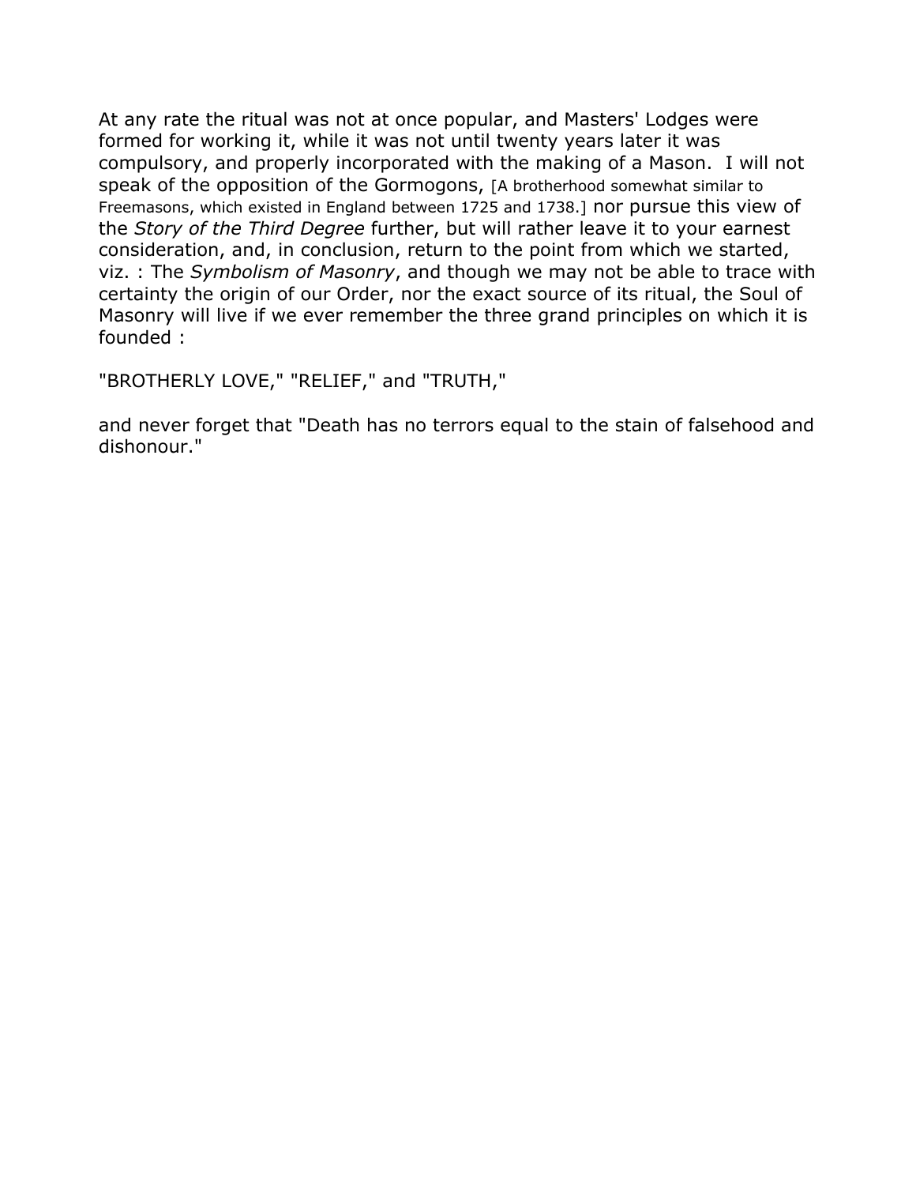At any rate the ritual was not at once popular, and Masters' Lodges were formed for working it, while it was not until twenty years later it was compulsory, and properly incorporated with the making of a Mason. I will not speak of the opposition of the Gormogons, [A brotherhood somewhat similar to Freemasons, which existed in England between 1725 and 1738.] nor pursue this view of the *Story of the Third Degree* further, but will rather leave it to your earnest consideration, and, in conclusion, return to the point from which we started, viz. : The *Symbolism of Masonry*, and though we may not be able to trace with certainty the origin of our Order, nor the exact source of its ritual, the Soul of Masonry will live if we ever remember the three grand principles on which it is founded :

"BROTHERLY LOVE," "RELIEF," and "TRUTH,"

and never forget that "Death has no terrors equal to the stain of falsehood and dishonour."